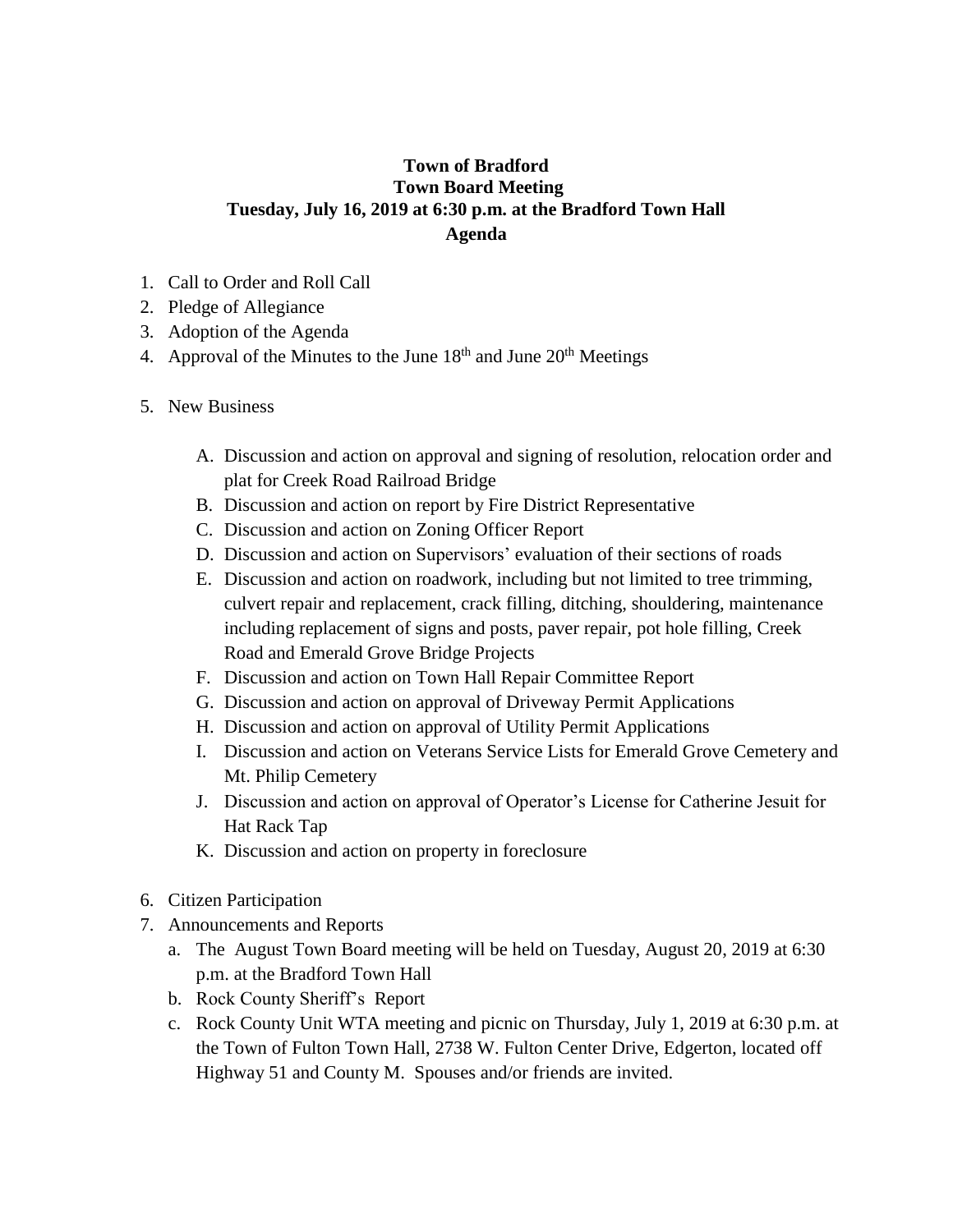**Town of Bradford**
**Town Board Meeting**
**Tuesday, July 16, 2019 at 6:30 p.m. at the Bradford Town Hall**
**Agenda**

1. Call to Order and Roll Call
2. Pledge of Allegiance
3. Adoption of the Agenda
4. Approval of the Minutes to the June 18th and June 20th Meetings

5. New Business

   A. Discussion and action on approval and signing of resolution, relocation order and plat for Creek Road Railroad Bridge
   B. Discussion and action on report by Fire District Representative
   C. Discussion and action on Zoning Officer Report
   D. Discussion and action on Supervisors' evaluation of their sections of roads
   E. Discussion and action on roadwork, including but not limited to tree trimming, culvert repair and replacement, crack filling, ditching, shouldering, maintenance including replacement of signs and posts, paver repair, pot hole filling, Creek Road and Emerald Grove Bridge Projects
   F. Discussion and action on Town Hall Repair Committee Report
   G. Discussion and action on approval of Driveway Permit Applications
   H. Discussion and action on approval of Utility Permit Applications
   I. Discussion and action on Veterans Service Lists for Emerald Grove Cemetery and Mt. Philip Cemetery
   J. Discussion and action on approval of Operator's License for Catherine Jesuit for Hat Rack Tap
   K. Discussion and action on property in foreclosure

6. Citizen Participation
7. Announcements and Reports
   a. The August Town Board meeting will be held on Tuesday, August 20, 2019 at 6:30 p.m. at the Bradford Town Hall
   b. Rock County Sheriff's Report
   c. Rock County Unit WTA meeting and picnic on Thursday, July 1, 2019 at 6:30 p.m. at the Town of Fulton Town Hall, 2738 W. Fulton Center Drive, Edgerton, located off Highway 51 and County M. Spouses and/or friends are invited.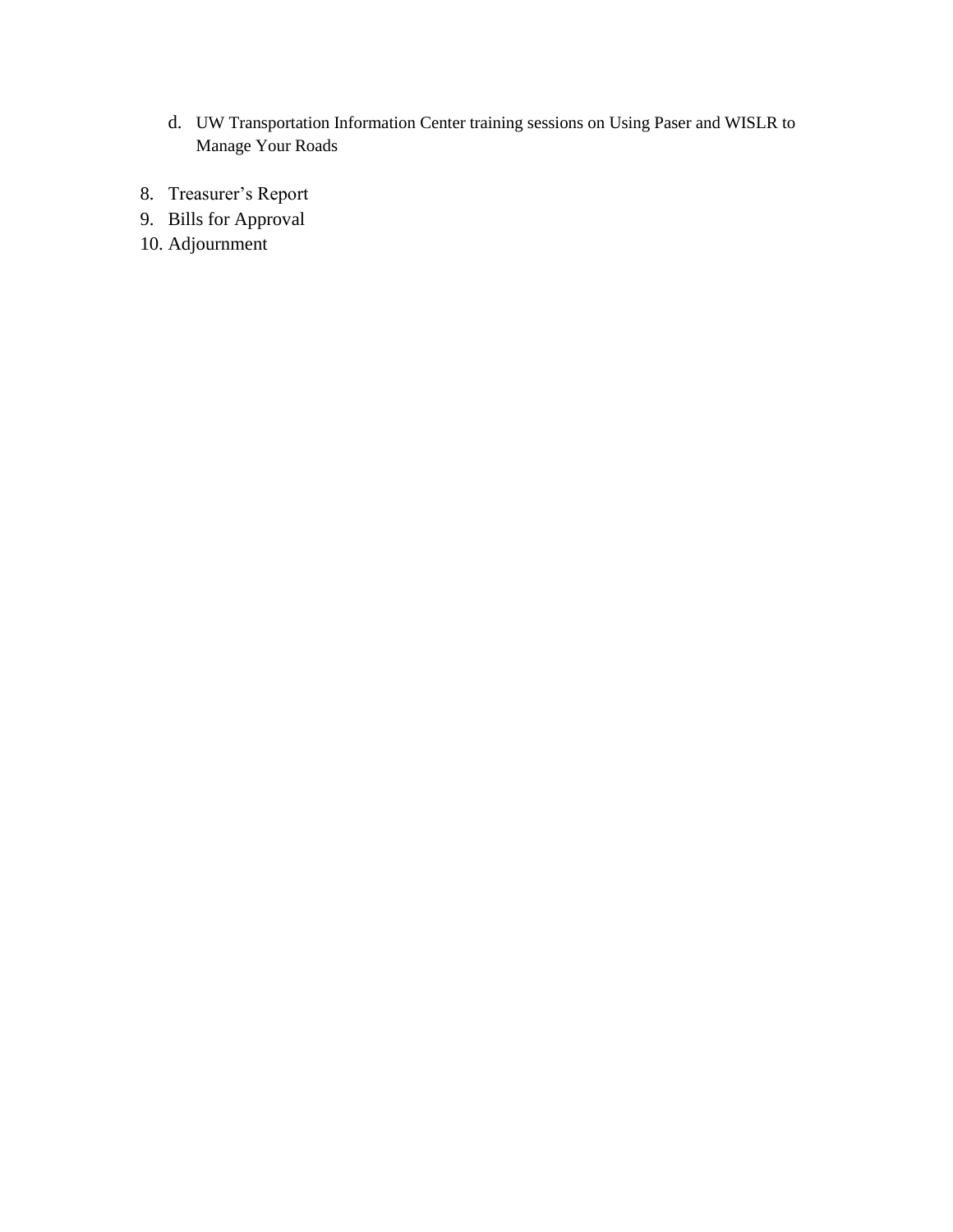d. UW Transportation Information Center training sessions on Using Paser and WISLR to Manage Your Roads

8. Treasurer's Report
9. Bills for Approval
10. Adjournment